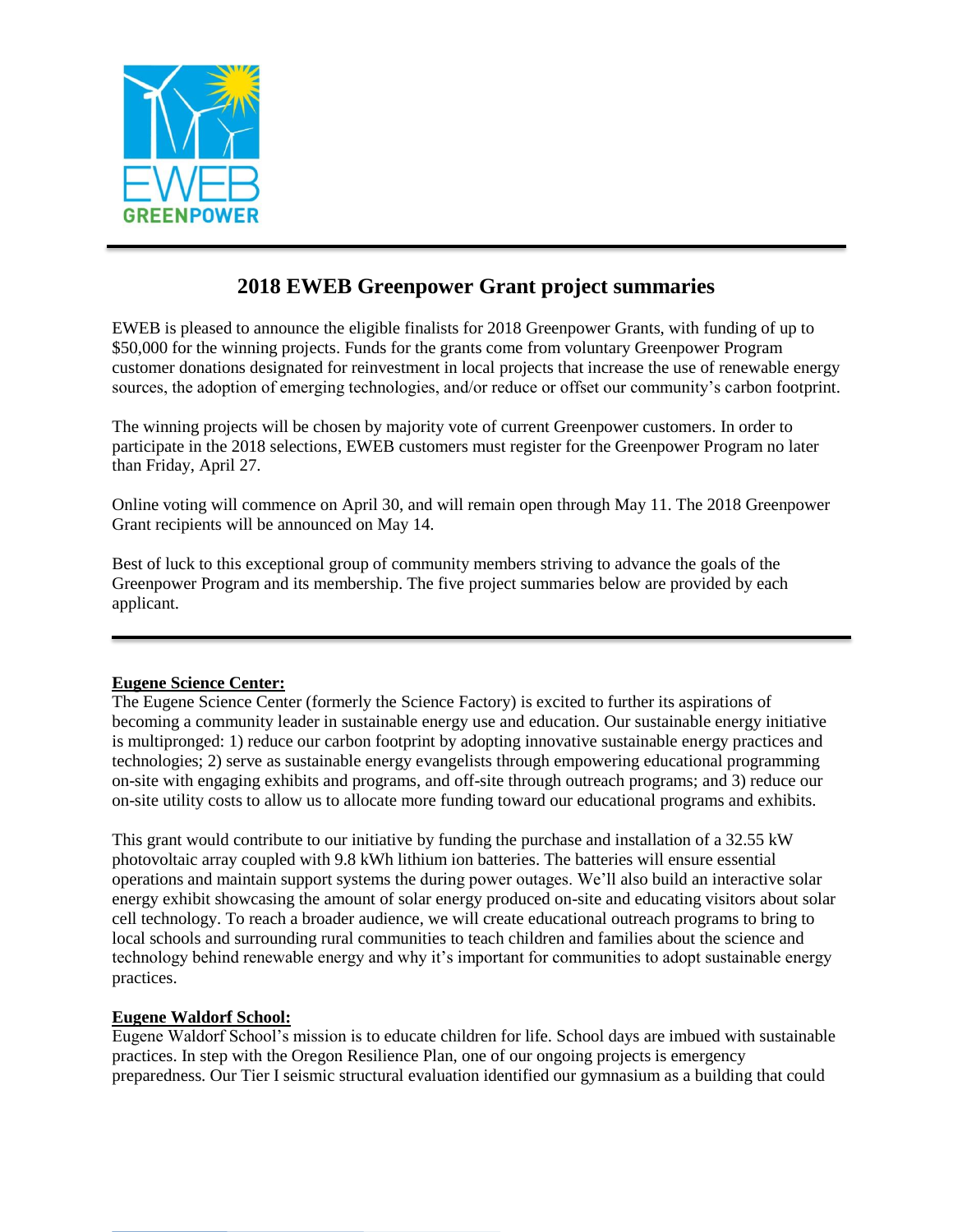# 2018 EWEB Greenpower Grant project summaries

EWEB is pleased to announce the eligible finalists for 2018 Greenpower Grants, with funding of up to $50,000 for the winning projects. Funds for the grants come from voluntary Greenpower Program customer donations designated for reinvestment in local projects that increase the use of renewable energy sources, the adoption of emerging technologies, and/or reduce or offset our community's carbon footprint.

The winning projects will be chosen by majority vote of current Greenpower customers. In order to participate in the 2018 selections, EWEB customers must register for the Greenpower Program no later than Friday, April 27.

Online voting will commence on April 30, and will remain open through May 11. The 2018 Greenpower Grant recipients will be announced on May 14.

Best of luck to this exceptional group of community members striving to advance the goals of the Greenpower Program and its membership. The five project summaries below are provided by each applicant.

---

**Eugene Science Center:**

The Eugene Science Center (formerly the Science Factory) is excited to further its aspirations of becoming a community leader in sustainable energy use and education. Our sustainable energy initiative is multipronged: 1) reduce our carbon footprint by adopting innovative sustainable energy practices and technologies; 2) serve as sustainable energy evangelists through empowering educational programming on-site with engaging exhibits and programs, and off-site through outreach programs; and 3) reduce our on-site utility costs to allow us to allocate more funding toward our educational programs and exhibits.

This grant would contribute to our initiative by funding the purchase and installation of a 32.55 kW photovoltaic array coupled with 9.8 kWh lithium ion batteries. The batteries will ensure essential operations and maintain support systems the during power outages. We'll also build an interactive solar energy exhibit showcasing the amount of solar energy produced on-site and educating visitors about solar cell technology. To reach a broader audience, we will create educational outreach programs to bring to local schools and surrounding rural communities to teach children and families about the science and technology behind renewable energy and why it's important for communities to adopt sustainable energy practices.

**Eugene Waldorf School:**

Eugene Waldorf School's mission is to educate children for life. School days are imbued with sustainable practices. In step with the Oregon Resilience Plan, one of our ongoing projects is emergency preparedness. Our Tier I seismic structural evaluation identified our gymnasium as a building that could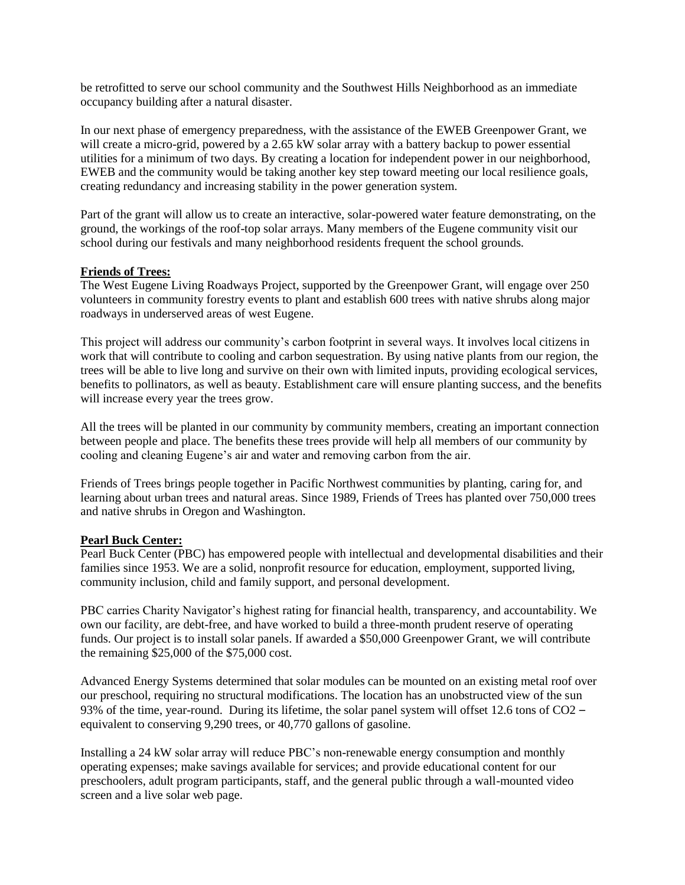be retrofitted to serve our school community and the Southwest Hills Neighborhood as an immediate occupancy building after a natural disaster.

In our next phase of emergency preparedness, with the assistance of the EWEB Greenpower Grant, we will create a micro-grid, powered by a 2.65 kW solar array with a battery backup to power essential utilities for a minimum of two days. By creating a location for independent power in our neighborhood, EWEB and the community would be taking another key step toward meeting our local resilience goals, creating redundancy and increasing stability in the power generation system.

Part of the grant will allow us to create an interactive, solar-powered water feature demonstrating, on the ground, the workings of the roof-top solar arrays. Many members of the Eugene community visit our school during our festivals and many neighborhood residents frequent the school grounds.

**Friends of Trees:**

The West Eugene Living Roadways Project, supported by the Greenpower Grant, will engage over 250 volunteers in community forestry events to plant and establish 600 trees with native shrubs along major roadways in underserved areas of west Eugene.

This project will address our community's carbon footprint in several ways. It involves local citizens in work that will contribute to cooling and carbon sequestration. By using native plants from our region, the trees will be able to live long and survive on their own with limited inputs, providing ecological services, benefits to pollinators, as well as beauty. Establishment care will ensure planting success, and the benefits will increase every year the trees grow.

All the trees will be planted in our community by community members, creating an important connection between people and place. The benefits these trees provide will help all members of our community by cooling and cleaning Eugene's air and water and removing carbon from the air.

Friends of Trees brings people together in Pacific Northwest communities by planting, caring for, and learning about urban trees and natural areas. Since 1989, Friends of Trees has planted over 750,000 trees and native shrubs in Oregon and Washington.

**Pearl Buck Center:**

Pearl Buck Center (PBC) has empowered people with intellectual and developmental disabilities and their families since 1953. We are a solid, nonprofit resource for education, employment, supported living, community inclusion, child and family support, and personal development.

PBC carries Charity Navigator's highest rating for financial health, transparency, and accountability. We own our facility, are debt-free, and have worked to build a three-month prudent reserve of operating funds. Our project is to install solar panels. If awarded a $50,000 Greenpower Grant, we will contribute the remaining $25,000 of the $75,000 cost.

Advanced Energy Systems determined that solar modules can be mounted on an existing metal roof over our preschool, requiring no structural modifications. The location has an unobstructed view of the sun 93% of the time, year-round. During its lifetime, the solar panel system will offset 12.6 tons of $CO_2$ – equivalent to conserving 9,290 trees, or 40,770 gallons of gasoline.

Installing a 24 kW solar array will reduce PBC's non-renewable energy consumption and monthly operating expenses; make savings available for services; and provide educational content for our preschoolers, adult program participants, staff, and the general public through a wall-mounted video screen and a live solar web page.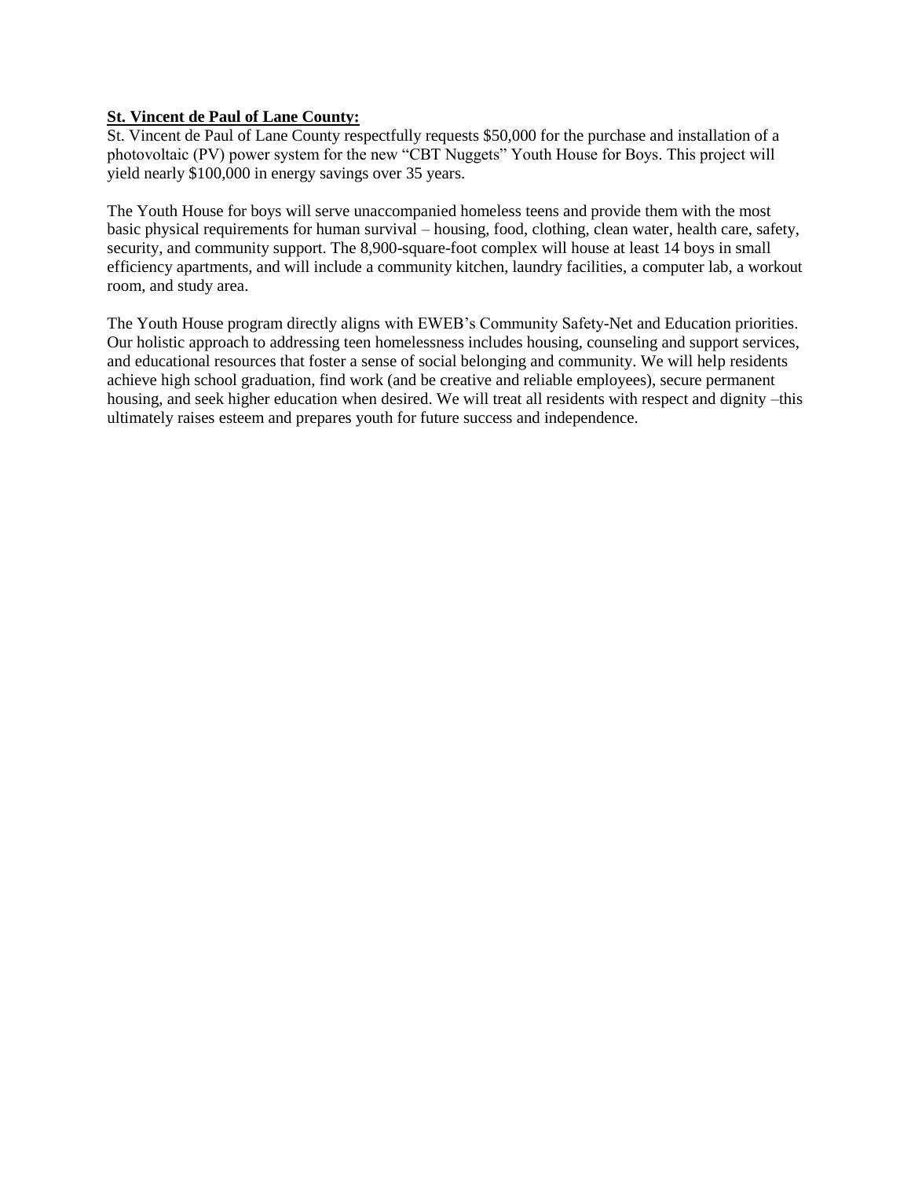**St. Vincent de Paul of Lane County:**

St. Vincent de Paul of Lane County respectfully requests $50,000 for the purchase and installation of a photovoltaic (PV) power system for the new "CBT Nuggets" Youth House for Boys. This project will yield nearly $100,000 in energy savings over 35 years.

The Youth House for boys will serve unaccompanied homeless teens and provide them with the most basic physical requirements for human survival – housing, food, clothing, clean water, health care, safety, security, and community support. The 8,900-square-foot complex will house at least 14 boys in small efficiency apartments, and will include a community kitchen, laundry facilities, a computer lab, a workout room, and study area.

The Youth House program directly aligns with EWEB's Community Safety-Net and Education priorities. Our holistic approach to addressing teen homelessness includes housing, counseling and support services, and educational resources that foster a sense of social belonging and community. We will help residents achieve high school graduation, find work (and be creative and reliable employees), secure permanent housing, and seek higher education when desired. We will treat all residents with respect and dignity –this ultimately raises esteem and prepares youth for future success and independence.